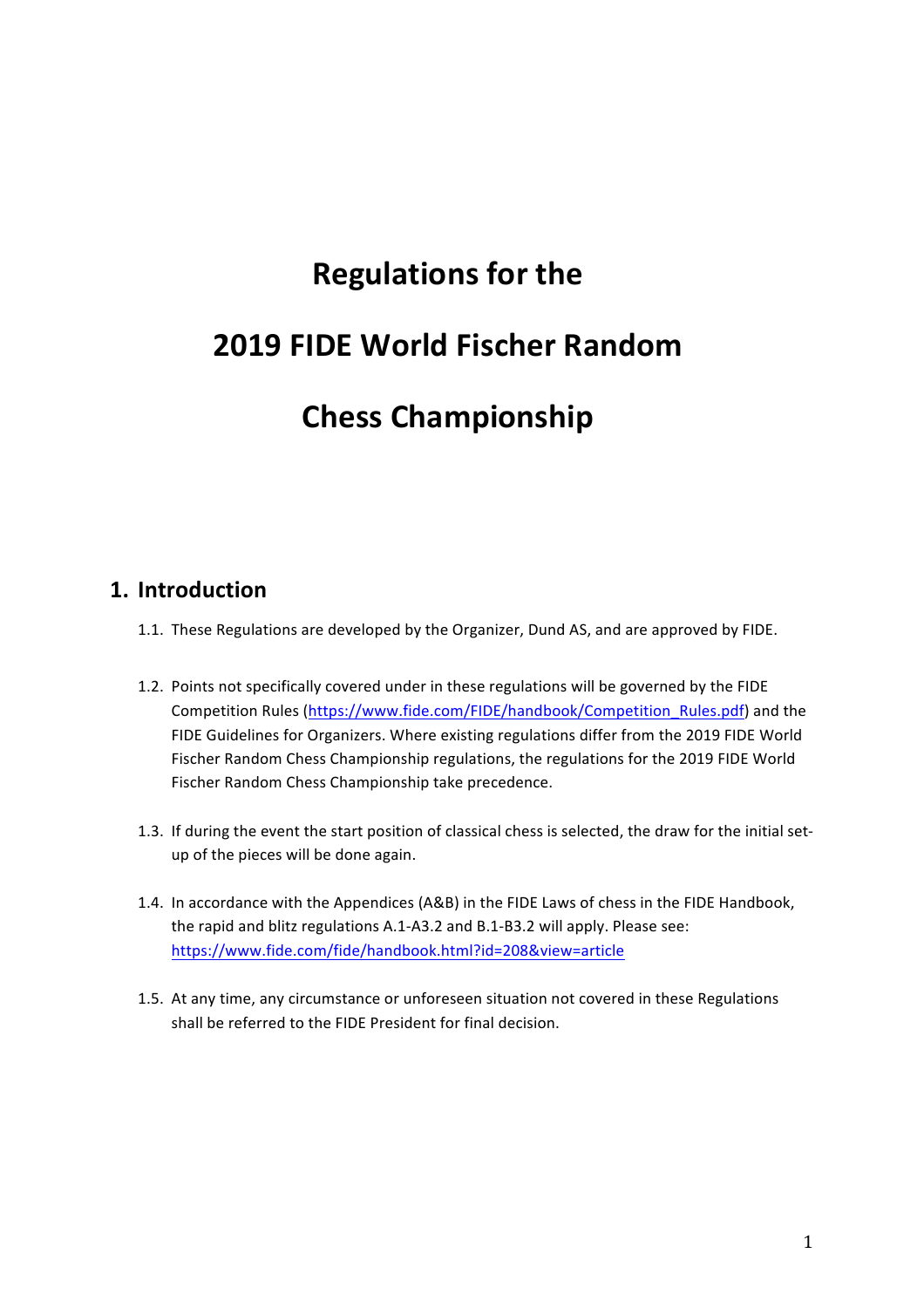# Regulations for the 2019 FIDE World Fischer Random Chess Championship

## 1. Introduction

1.1. These Regulations are developed by the Organizer, Dund AS, and are approved by FIDE.

1.2. Points not specifically covered under in these regulations will be governed by the FIDE Competition Rules (https://www.fide.com/FIDE/handbook/Competition_Rules.pdf) and the FIDE Guidelines for Organizers. Where existing regulations differ from the 2019 FIDE World Fischer Random Chess Championship regulations, the regulations for the 2019 FIDE World Fischer Random Chess Championship take precedence.

1.3. If during the event the start position of classical chess is selected, the draw for the initial set-up of the pieces will be done again.

1.4. In accordance with the Appendices (A&B) in the FIDE Laws of chess in the FIDE Handbook, the rapid and blitz regulations A.1-A3.2 and B.1-B3.2 will apply. Please see: https://www.fide.com/fide/handbook.html?id=208&view=article

1.5. At any time, any circumstance or unforeseen situation not covered in these Regulations shall be referred to the FIDE President for final decision.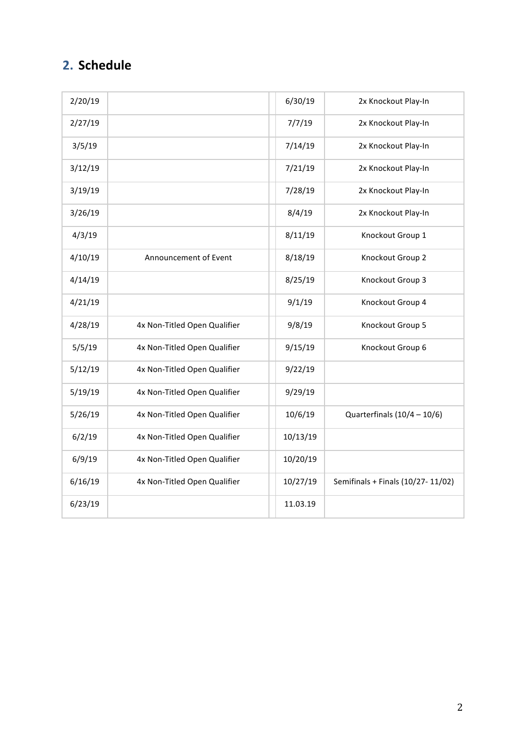## 2. Schedule

| | | | | |
|---|---|---|---|---|
| 2/20/19 | | | 6/30/19 | 2x Knockout Play-In |
| 2/27/19 | | | 7/7/19 | 2x Knockout Play-In |
| 3/5/19 | | | 7/14/19 | 2x Knockout Play-In |
| 3/12/19 | | | 7/21/19 | 2x Knockout Play-In |
| 3/19/19 | | | 7/28/19 | 2x Knockout Play-In |
| 3/26/19 | | | 8/4/19 | 2x Knockout Play-In |
| 4/3/19 | | | 8/11/19 | Knockout Group 1 |
| 4/10/19 | Announcement of Event | | 8/18/19 | Knockout Group 2 |
| 4/14/19 | | | 8/25/19 | Knockout Group 3 |
| 4/21/19 | | | 9/1/19 | Knockout Group 4 |
| 4/28/19 | 4x Non-Titled Open Qualifier | | 9/8/19 | Knockout Group 5 |
| 5/5/19 | 4x Non-Titled Open Qualifier | | 9/15/19 | Knockout Group 6 |
| 5/12/19 | 4x Non-Titled Open Qualifier | | 9/22/19 | |
| 5/19/19 | 4x Non-Titled Open Qualifier | | 9/29/19 | |
| 5/26/19 | 4x Non-Titled Open Qualifier | | 10/6/19 | Quarterfinals (10/4 – 10/6) |
| 6/2/19 | 4x Non-Titled Open Qualifier | | 10/13/19 | |
| 6/9/19 | 4x Non-Titled Open Qualifier | | 10/20/19 | |
| 6/16/19 | 4x Non-Titled Open Qualifier | | 10/27/19 | Semifinals + Finals (10/27- 11/02) |
| 6/23/19 | | | 11.03.19 | |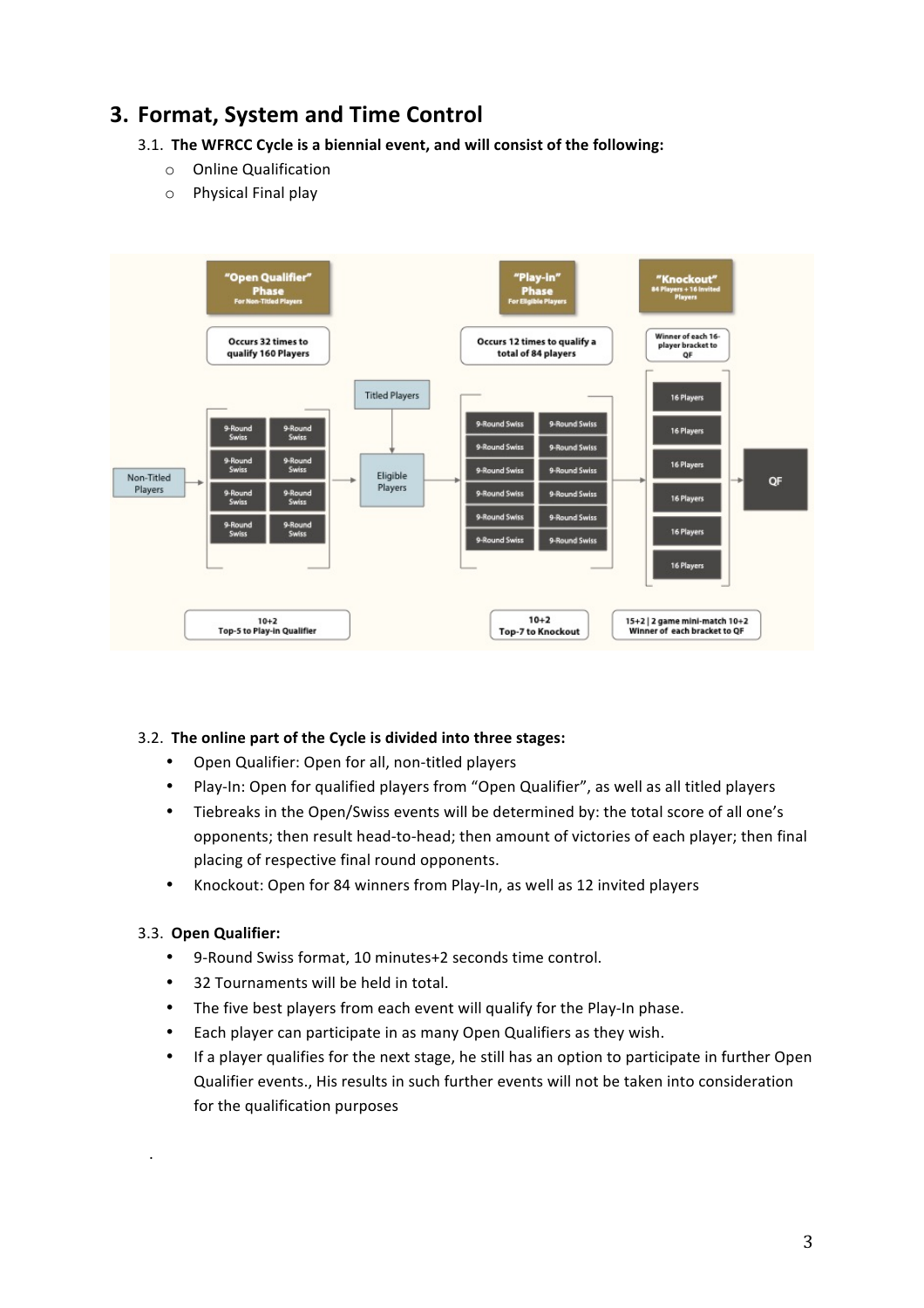## 3. Format, System and Time Control

3.1. **The WFRCC Cycle is a biennial event, and will consist of the following:**

- Online Qualification
- Physical Final play

3.2. **The online part of the Cycle is divided into three stages:**

- Open Qualifier: Open for all, non-titled players
- Play-In: Open for qualified players from “Open Qualifier”, as well as all titled players
- Tiebreaks in the Open/Swiss events will be determined by: the total score of all one’s opponents; then result head-to-head; then amount of victories of each player; then final placing of respective final round opponents.
- Knockout: Open for 84 winners from Play-In, as well as 12 invited players

3.3. **Open Qualifier:**

- 9-Round Swiss format, 10 minutes+2 seconds time control.
- 32 Tournaments will be held in total.
- The five best players from each event will qualify for the Play-In phase.
- Each player can participate in as many Open Qualifiers as they wish.
- If a player qualifies for the next stage, he still has an option to participate in further Open Qualifier events., His results in such further events will not be taken into consideration for the qualification purposes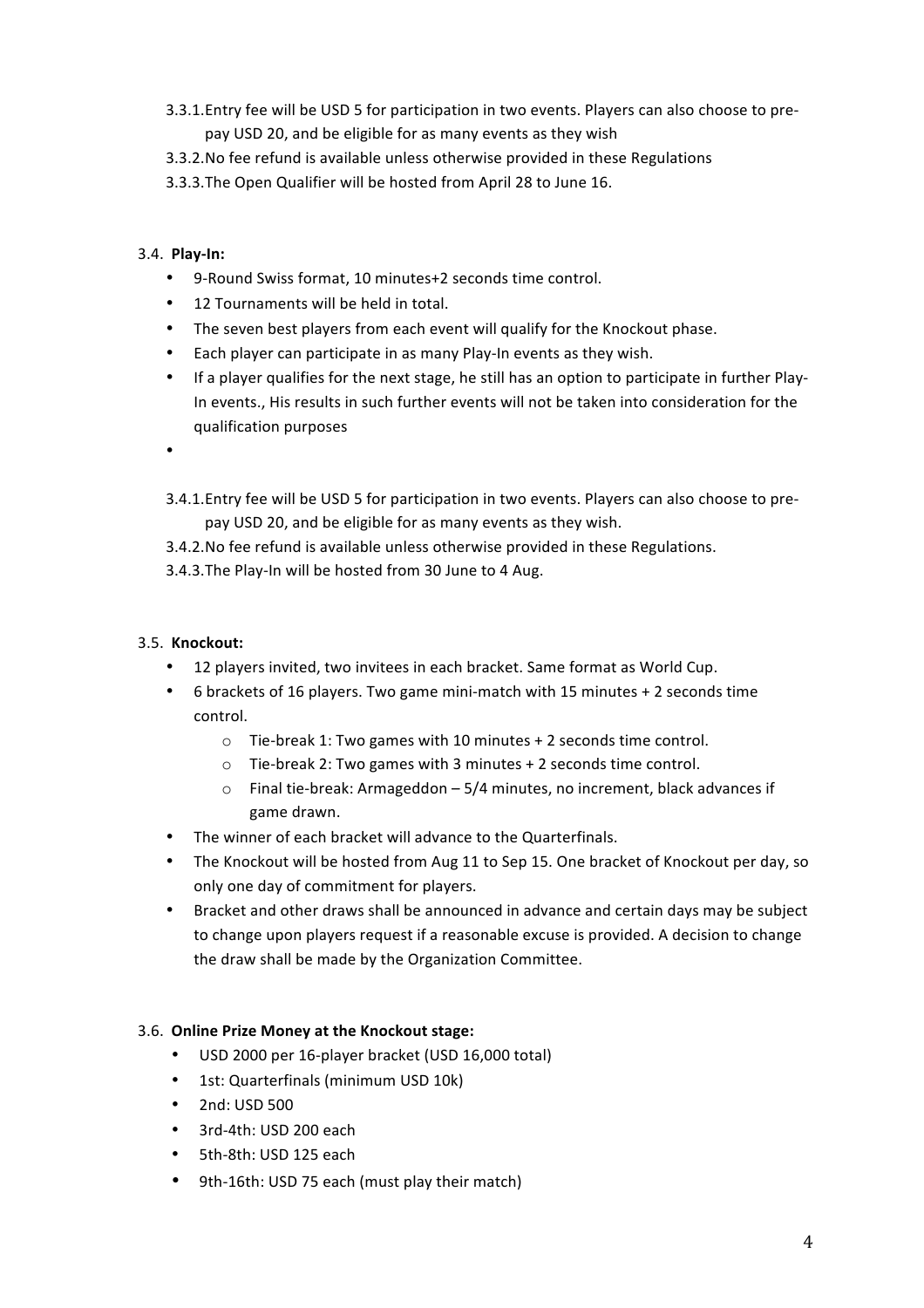3.3.1. Entry fee will be USD 5 for participation in two events. Players can also choose to pre-pay USD 20, and be eligible for as many events as they wish

3.3.2. No fee refund is available unless otherwise provided in these Regulations

3.3.3. The Open Qualifier will be hosted from April 28 to June 16.

3.4. **Play-In:**

- 9-Round Swiss format, 10 minutes+2 seconds time control.
- 12 Tournaments will be held in total.
- The seven best players from each event will qualify for the Knockout phase.
- Each player can participate in as many Play-In events as they wish.
- If a player qualifies for the next stage, he still has an option to participate in further Play-In events., His results in such further events will not be taken into consideration for the qualification purposes

3.4.1. Entry fee will be USD 5 for participation in two events. Players can also choose to pre-pay USD 20, and be eligible for as many events as they wish.

3.4.2. No fee refund is available unless otherwise provided in these Regulations.

3.4.3. The Play-In will be hosted from 30 June to 4 Aug.

3.5. **Knockout:**

- 12 players invited, two invitees in each bracket. Same format as World Cup.
- 6 brackets of 16 players. Two game mini-match with 15 minutes + 2 seconds time control.
    - Tie-break 1: Two games with 10 minutes + 2 seconds time control.
    - Tie-break 2: Two games with 3 minutes + 2 seconds time control.
    - Final tie-break: Armageddon – 5/4 minutes, no increment, black advances if game drawn.
- The winner of each bracket will advance to the Quarterfinals.
- The Knockout will be hosted from Aug 11 to Sep 15. One bracket of Knockout per day, so only one day of commitment for players.
- Bracket and other draws shall be announced in advance and certain days may be subject to change upon players request if a reasonable excuse is provided. A decision to change the draw shall be made by the Organization Committee.

3.6. **Online Prize Money at the Knockout stage:**

- USD 2000 per 16-player bracket (USD 16,000 total)
- 1st: Quarterfinals (minimum USD 10k)
- 2nd: USD 500
- 3rd-4th: USD 200 each
- 5th-8th: USD 125 each
- 9th-16th: USD 75 each (must play their match)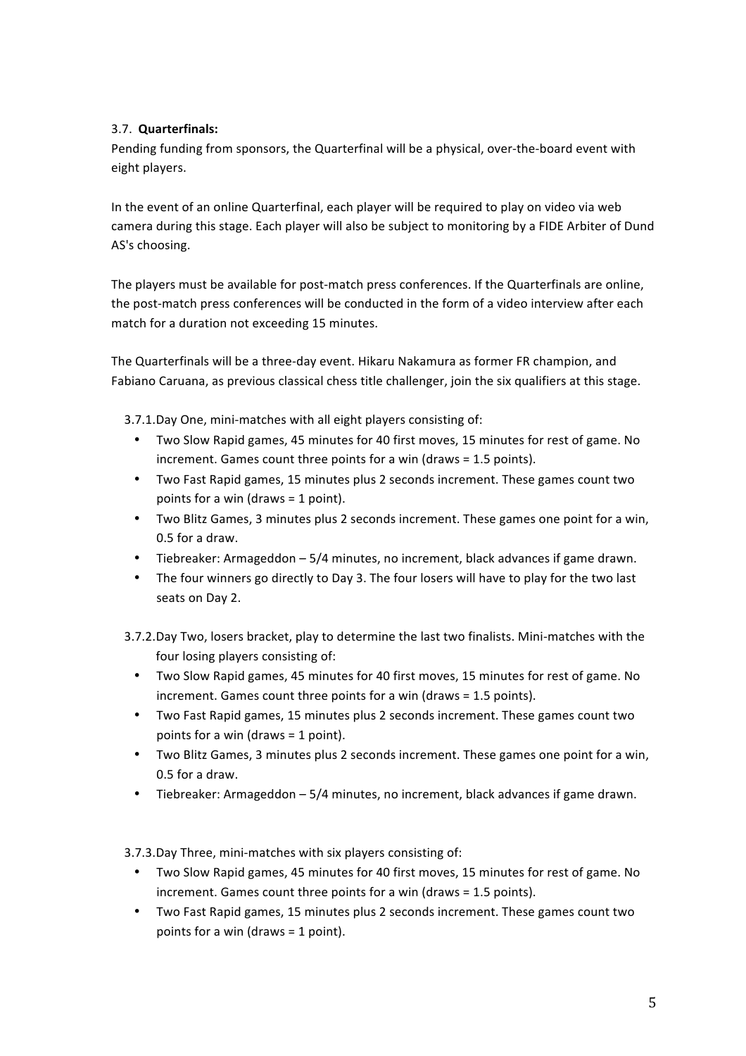3.7. **Quarterfinals:**

Pending funding from sponsors, the Quarterfinal will be a physical, over-the-board event with eight players.

In the event of an online Quarterfinal, each player will be required to play on video via web camera during this stage. Each player will also be subject to monitoring by a FIDE Arbiter of Dund AS's choosing.

The players must be available for post-match press conferences. If the Quarterfinals are online, the post-match press conferences will be conducted in the form of a video interview after each match for a duration not exceeding 15 minutes.

The Quarterfinals will be a three-day event. Hikaru Nakamura as former FR champion, and Fabiano Caruana, as previous classical chess title challenger, join the six qualifiers at this stage.

3.7.1. Day One, mini-matches with all eight players consisting of:

- Two Slow Rapid games, 45 minutes for 40 first moves, 15 minutes for rest of game. No increment. Games count three points for a win (draws = 1.5 points).
- Two Fast Rapid games, 15 minutes plus 2 seconds increment. These games count two points for a win (draws = 1 point).
- Two Blitz Games, 3 minutes plus 2 seconds increment. These games one point for a win, 0.5 for a draw.
- Tiebreaker: Armageddon – 5/4 minutes, no increment, black advances if game drawn.
- The four winners go directly to Day 3. The four losers will have to play for the two last seats on Day 2.

3.7.2. Day Two, losers bracket, play to determine the last two finalists. Mini-matches with the four losing players consisting of:

- Two Slow Rapid games, 45 minutes for 40 first moves, 15 minutes for rest of game. No increment. Games count three points for a win (draws = 1.5 points).
- Two Fast Rapid games, 15 minutes plus 2 seconds increment. These games count two points for a win (draws = 1 point).
- Two Blitz Games, 3 minutes plus 2 seconds increment. These games one point for a win, 0.5 for a draw.
- Tiebreaker: Armageddon – 5/4 minutes, no increment, black advances if game drawn.

3.7.3. Day Three, mini-matches with six players consisting of:

- Two Slow Rapid games, 45 minutes for 40 first moves, 15 minutes for rest of game. No increment. Games count three points for a win (draws = 1.5 points).
- Two Fast Rapid games, 15 minutes plus 2 seconds increment. These games count two points for a win (draws = 1 point).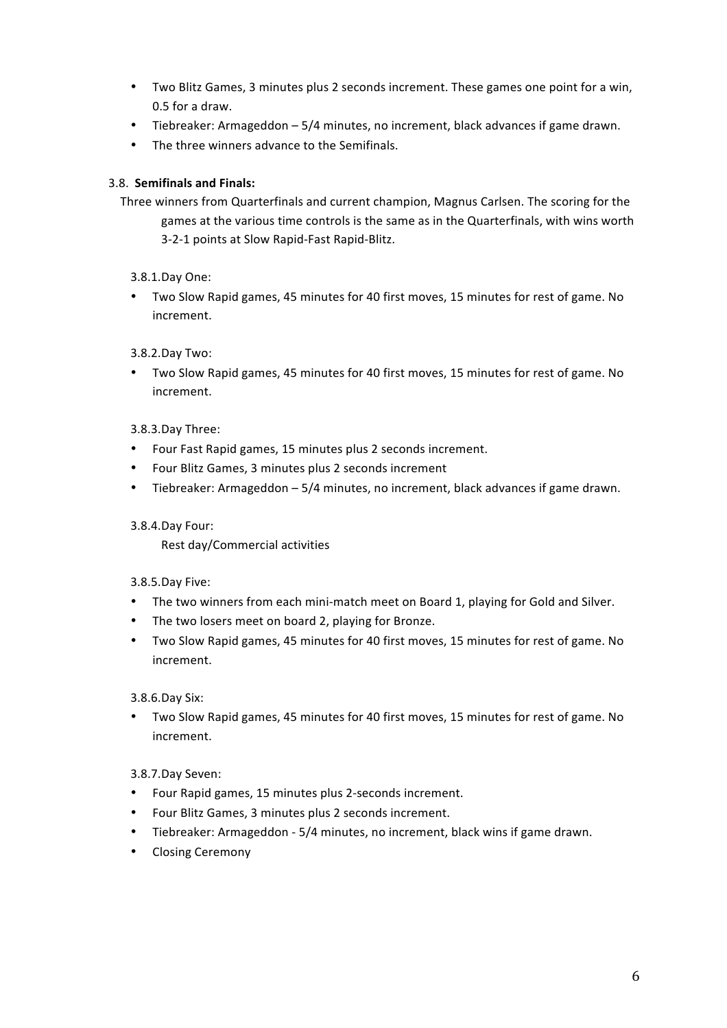- Two Blitz Games, 3 minutes plus 2 seconds increment. These games one point for a win, 0.5 for a draw.
- Tiebreaker: Armageddon – 5/4 minutes, no increment, black advances if game drawn.
- The three winners advance to the Semifinals.

### 3.8. **Semifinals and Finals:**

Three winners from Quarterfinals and current champion, Magnus Carlsen. The scoring for the games at the various time controls is the same as in the Quarterfinals, with wins worth 3-2-1 points at Slow Rapid-Fast Rapid-Blitz.

#### 3.8.1. Day One:

- Two Slow Rapid games, 45 minutes for 40 first moves, 15 minutes for rest of game. No increment.

#### 3.8.2. Day Two:

- Two Slow Rapid games, 45 minutes for 40 first moves, 15 minutes for rest of game. No increment.

#### 3.8.3. Day Three:

- Four Fast Rapid games, 15 minutes plus 2 seconds increment.
- Four Blitz Games, 3 minutes plus 2 seconds increment
- Tiebreaker: Armageddon – 5/4 minutes, no increment, black advances if game drawn.

#### 3.8.4. Day Four:

Rest day/Commercial activities

#### 3.8.5. Day Five:

- The two winners from each mini-match meet on Board 1, playing for Gold and Silver.
- The two losers meet on board 2, playing for Bronze.
- Two Slow Rapid games, 45 minutes for 40 first moves, 15 minutes for rest of game. No increment.

#### 3.8.6. Day Six:

- Two Slow Rapid games, 45 minutes for 40 first moves, 15 minutes for rest of game. No increment.

#### 3.8.7. Day Seven:

- Four Rapid games, 15 minutes plus 2-seconds increment.
- Four Blitz Games, 3 minutes plus 2 seconds increment.
- Tiebreaker: Armageddon - 5/4 minutes, no increment, black wins if game drawn.
- Closing Ceremony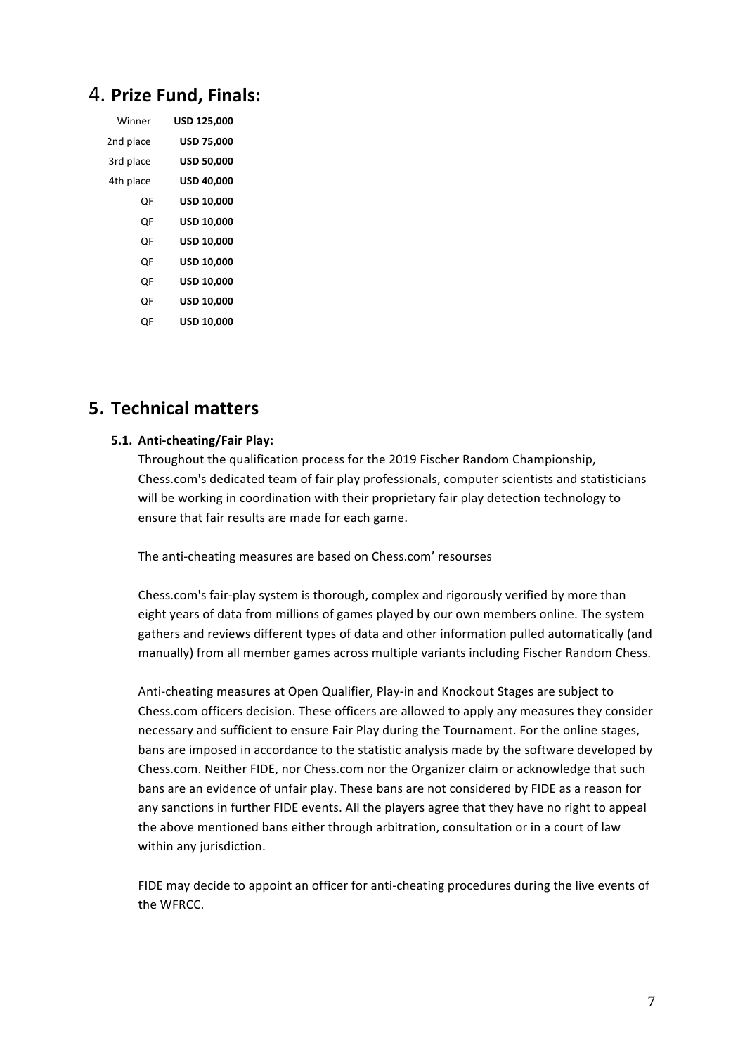# 4. **Prize Fund, Finals:**

| | |
|---|---|
| Winner | **USD 125,000** |
| 2nd place | **USD 75,000** |
| 3rd place | **USD 50,000** |
| 4th place | **USD 40,000** |
| QF | **USD 10,000** |
| QF | **USD 10,000** |
| QF | **USD 10,000** |
| QF | **USD 10,000** |
| QF | **USD 10,000** |
| QF | **USD 10,000** |
| QF | **USD 10,000** |

# 5. Technical matters

## 5.1. Anti-cheating/Fair Play:

Throughout the qualification process for the 2019 Fischer Random Championship, Chess.com's dedicated team of fair play professionals, computer scientists and statisticians will be working in coordination with their proprietary fair play detection technology to ensure that fair results are made for each game.

The anti-cheating measures are based on Chess.com' resourses

Chess.com's fair-play system is thorough, complex and rigorously verified by more than eight years of data from millions of games played by our own members online. The system gathers and reviews different types of data and other information pulled automatically (and manually) from all member games across multiple variants including Fischer Random Chess.

Anti-cheating measures at Open Qualifier, Play-in and Knockout Stages are subject to Chess.com officers decision. These officers are allowed to apply any measures they consider necessary and sufficient to ensure Fair Play during the Tournament. For the online stages, bans are imposed in accordance to the statistic analysis made by the software developed by Chess.com. Neither FIDE, nor Chess.com nor the Organizer claim or acknowledge that such bans are an evidence of unfair play. These bans are not considered by FIDE as a reason for any sanctions in further FIDE events. All the players agree that they have no right to appeal the above mentioned bans either through arbitration, consultation or in a court of law within any jurisdiction.

FIDE may decide to appoint an officer for anti-cheating procedures during the live events of the WFRCC.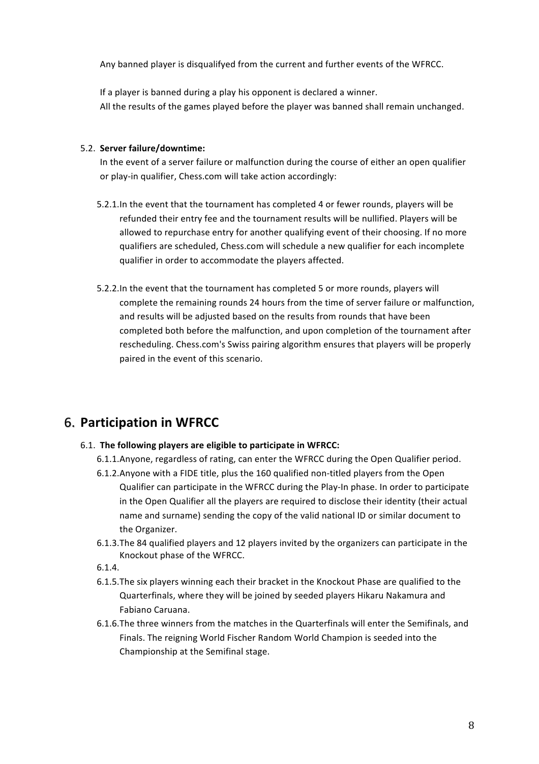Any banned player is disqualifyed from the current and further events of the WFRCC.

If a player is banned during a play his opponent is declared a winner.
All the results of the games played before the player was banned shall remain unchanged.

5.2. **Server failure/downtime:**
In the event of a server failure or malfunction during the course of either an open qualifier or play-in qualifier, Chess.com will take action accordingly:

5.2.1. In the event that the tournament has completed 4 or fewer rounds, players will be refunded their entry fee and the tournament results will be nullified. Players will be allowed to repurchase entry for another qualifying event of their choosing. If no more qualifiers are scheduled, Chess.com will schedule a new qualifier for each incomplete qualifier in order to accommodate the players affected.

5.2.2. In the event that the tournament has completed 5 or more rounds, players will complete the remaining rounds 24 hours from the time of server failure or malfunction, and results will be adjusted based on the results from rounds that have been completed both before the malfunction, and upon completion of the tournament after rescheduling. Chess.com's Swiss pairing algorithm ensures that players will be properly paired in the event of this scenario.

# 6. Participation in WFRCC

6.1. **The following players are eligible to participate in WFRCC:**

6.1.1. Anyone, regardless of rating, can enter the WFRCC during the Open Qualifier period.

6.1.2. Anyone with a FIDE title, plus the 160 qualified non-titled players from the Open Qualifier can participate in the WFRCC during the Play-In phase. In order to participate in the Open Qualifier all the players are required to disclose their identity (their actual name and surname) sending the copy of the valid national ID or similar document to the Organizer.

6.1.3. The 84 qualified players and 12 players invited by the organizers can participate in the Knockout phase of the WFRCC.

6.1.4.

6.1.5. The six players winning each their bracket in the Knockout Phase are qualified to the Quarterfinals, where they will be joined by seeded players Hikaru Nakamura and Fabiano Caruana.

6.1.6. The three winners from the matches in the Quarterfinals will enter the Semifinals, and Finals. The reigning World Fischer Random World Champion is seeded into the Championship at the Semifinal stage.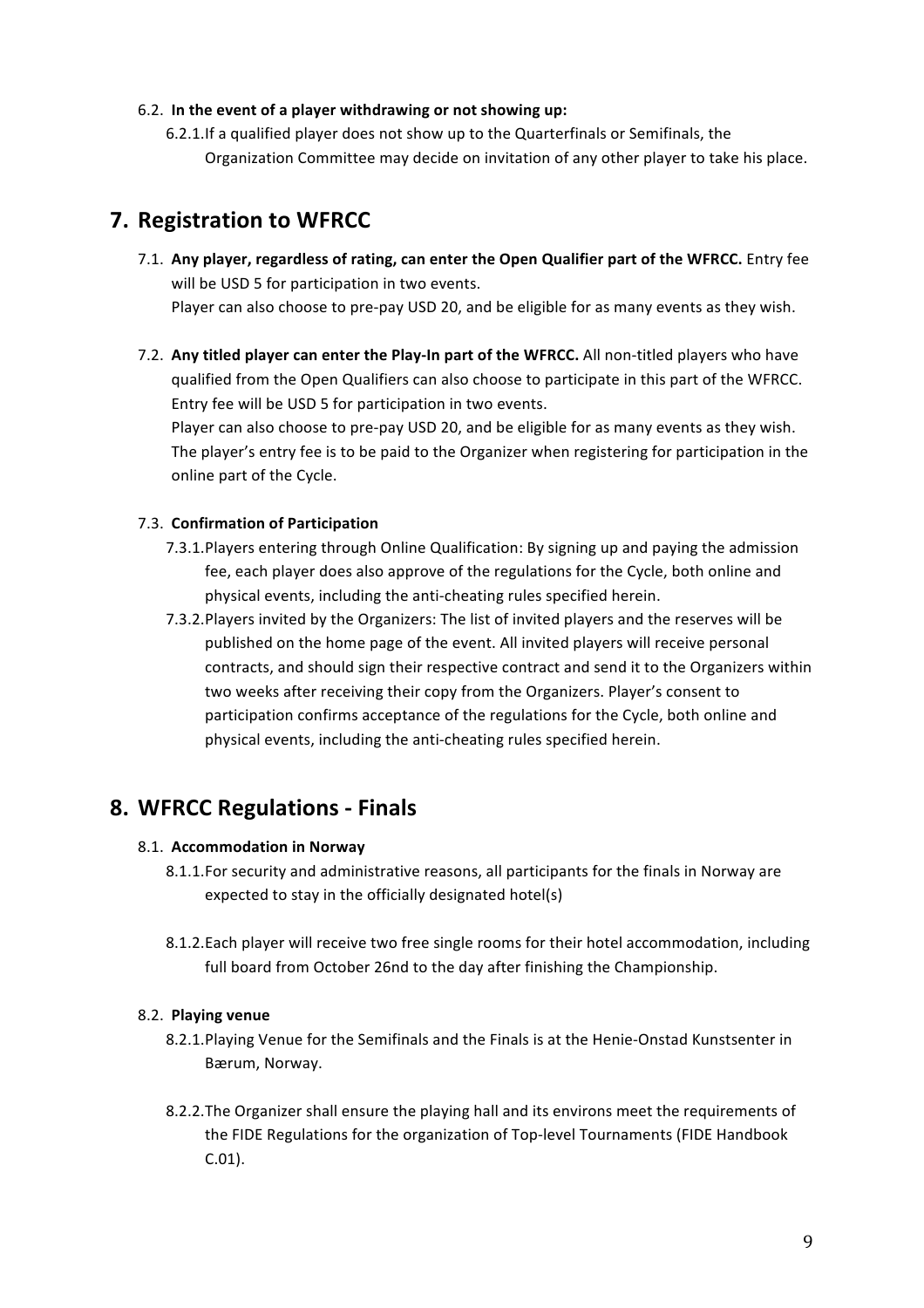6.2. **In the event of a player withdrawing or not showing up:**

6.2.1. If a qualified player does not show up to the Quarterfinals or Semifinals, the Organization Committee may decide on invitation of any other player to take his place.

# 7. Registration to WFRCC

7.1. **Any player, regardless of rating, can enter the Open Qualifier part of the WFRCC.** Entry fee will be USD 5 for participation in two events.
Player can also choose to pre-pay USD 20, and be eligible for as many events as they wish.

7.2. **Any titled player can enter the Play-In part of the WFRCC.** All non-titled players who have qualified from the Open Qualifiers can also choose to participate in this part of the WFRCC. Entry fee will be USD 5 for participation in two events.
Player can also choose to pre-pay USD 20, and be eligible for as many events as they wish.
The player's entry fee is to be paid to the Organizer when registering for participation in the online part of the Cycle.

7.3. **Confirmation of Participation**

7.3.1. Players entering through Online Qualification: By signing up and paying the admission fee, each player does also approve of the regulations for the Cycle, both online and physical events, including the anti-cheating rules specified herein.

7.3.2. Players invited by the Organizers: The list of invited players and the reserves will be published on the home page of the event. All invited players will receive personal contracts, and should sign their respective contract and send it to the Organizers within two weeks after receiving their copy from the Organizers. Player's consent to participation confirms acceptance of the regulations for the Cycle, both online and physical events, including the anti-cheating rules specified herein.

# 8. WFRCC Regulations - Finals

8.1. **Accommodation in Norway**

8.1.1. For security and administrative reasons, all participants for the finals in Norway are expected to stay in the officially designated hotel(s)

8.1.2. Each player will receive two free single rooms for their hotel accommodation, including full board from October 26nd to the day after finishing the Championship.

8.2. **Playing venue**

8.2.1. Playing Venue for the Semifinals and the Finals is at the Henie-Onstad Kunstsenter in Bærum, Norway.

8.2.2. The Organizer shall ensure the playing hall and its environs meet the requirements of the FIDE Regulations for the organization of Top-level Tournaments (FIDE Handbook C.01).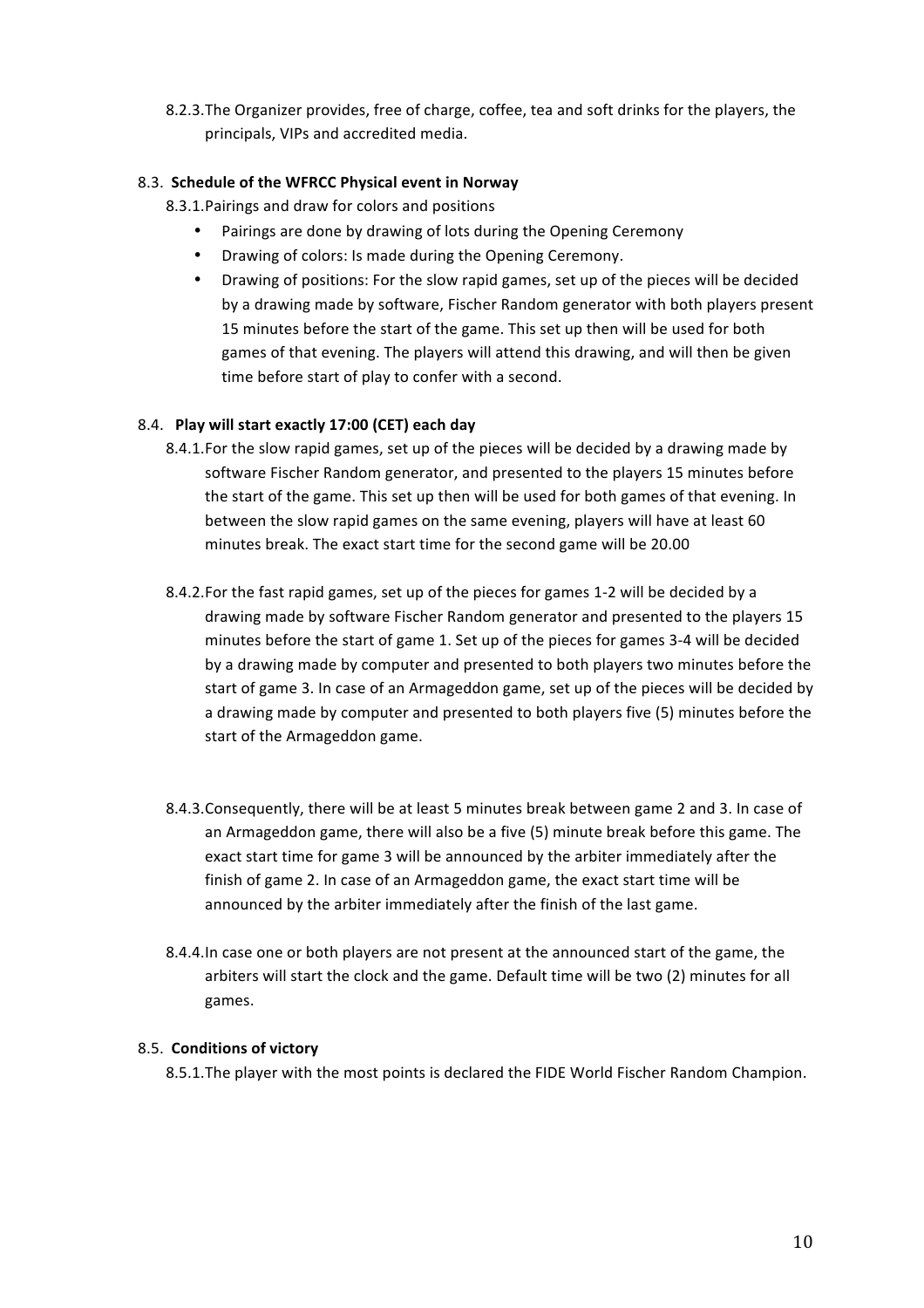8.2.3. The Organizer provides, free of charge, coffee, tea and soft drinks for the players, the principals, VIPs and accredited media.

### 8.3. Schedule of the WFRCC Physical event in Norway

8.3.1. Pairings and draw for colors and positions

- Pairings are done by drawing of lots during the Opening Ceremony
- Drawing of colors: Is made during the Opening Ceremony.
- Drawing of positions: For the slow rapid games, set up of the pieces will be decided by a drawing made by software, Fischer Random generator with both players present 15 minutes before the start of the game. This set up then will be used for both games of that evening. The players will attend this drawing, and will then be given time before start of play to confer with a second.

### 8.4. Play will start exactly 17:00 (CET) each day

8.4.1. For the slow rapid games, set up of the pieces will be decided by a drawing made by software Fischer Random generator, and presented to the players 15 minutes before the start of the game. This set up then will be used for both games of that evening. In between the slow rapid games on the same evening, players will have at least 60 minutes break. The exact start time for the second game will be 20.00

8.4.2. For the fast rapid games, set up of the pieces for games 1-2 will be decided by a drawing made by software Fischer Random generator and presented to the players 15 minutes before the start of game 1. Set up of the pieces for games 3-4 will be decided by a drawing made by computer and presented to both players two minutes before the start of game 3. In case of an Armageddon game, set up of the pieces will be decided by a drawing made by computer and presented to both players five (5) minutes before the start of the Armageddon game.

8.4.3. Consequently, there will be at least 5 minutes break between game 2 and 3. In case of an Armageddon game, there will also be a five (5) minute break before this game. The exact start time for game 3 will be announced by the arbiter immediately after the finish of game 2. In case of an Armageddon game, the exact start time will be announced by the arbiter immediately after the finish of the last game.

8.4.4. In case one or both players are not present at the announced start of the game, the arbiters will start the clock and the game. Default time will be two (2) minutes for all games.

### 8.5. Conditions of victory

8.5.1. The player with the most points is declared the FIDE World Fischer Random Champion.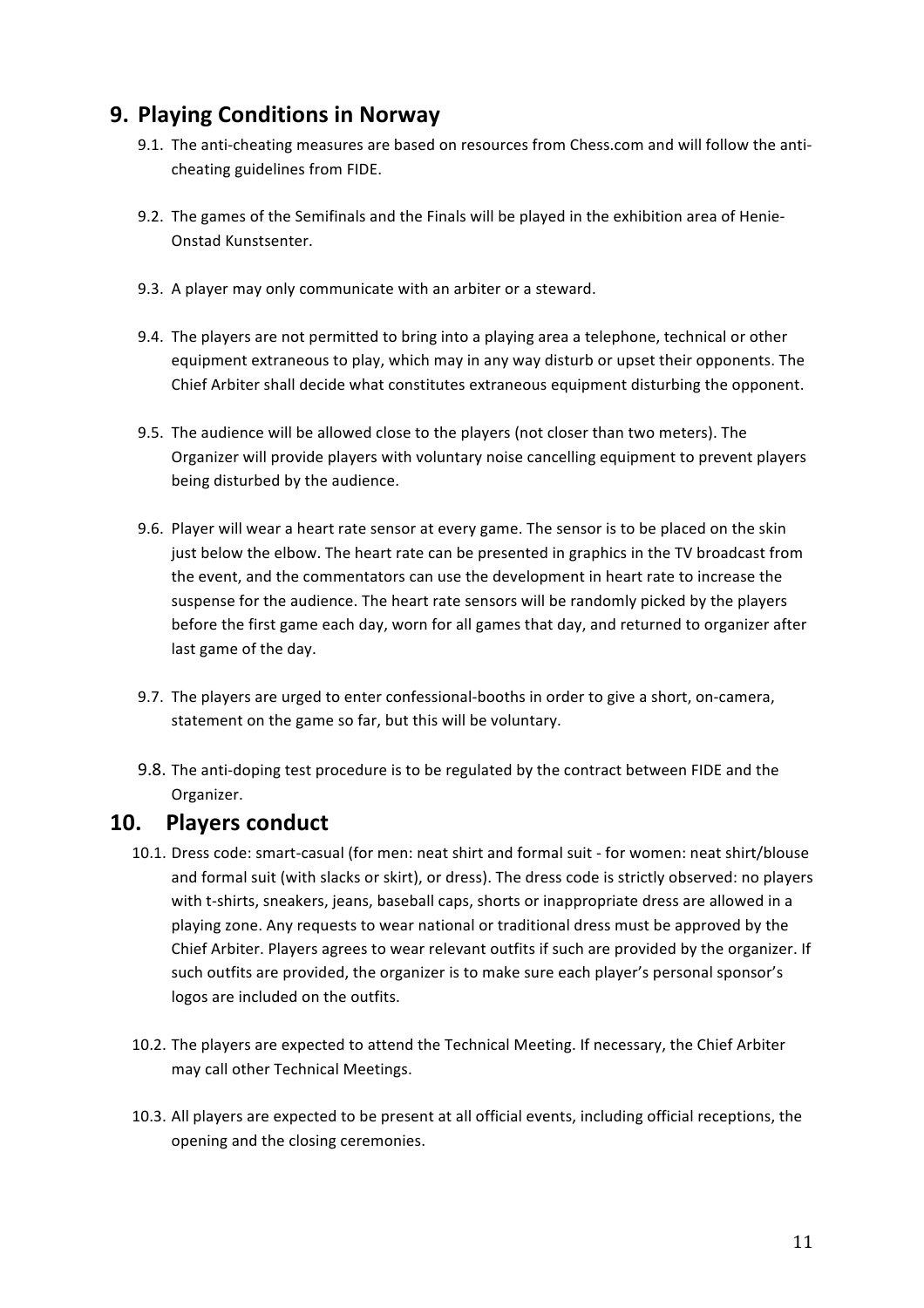## 9. Playing Conditions in Norway

9.1. The anti-cheating measures are based on resources from Chess.com and will follow the anti-cheating guidelines from FIDE.

9.2. The games of the Semifinals and the Finals will be played in the exhibition area of Henie-Onstad Kunstsenter.

9.3. A player may only communicate with an arbiter or a steward.

9.4. The players are not permitted to bring into a playing area a telephone, technical or other equipment extraneous to play, which may in any way disturb or upset their opponents. The Chief Arbiter shall decide what constitutes extraneous equipment disturbing the opponent.

9.5. The audience will be allowed close to the players (not closer than two meters). The Organizer will provide players with voluntary noise cancelling equipment to prevent players being disturbed by the audience.

9.6. Player will wear a heart rate sensor at every game. The sensor is to be placed on the skin just below the elbow. The heart rate can be presented in graphics in the TV broadcast from the event, and the commentators can use the development in heart rate to increase the suspense for the audience. The heart rate sensors will be randomly picked by the players before the first game each day, worn for all games that day, and returned to organizer after last game of the day.

9.7. The players are urged to enter confessional-booths in order to give a short, on-camera, statement on the game so far, but this will be voluntary.

9.8. The anti-doping test procedure is to be regulated by the contract between FIDE and the Organizer.

## 10. Players conduct

10.1. Dress code: smart-casual (for men: neat shirt and formal suit - for women: neat shirt/blouse and formal suit (with slacks or skirt), or dress). The dress code is strictly observed: no players with t-shirts, sneakers, jeans, baseball caps, shorts or inappropriate dress are allowed in a playing zone. Any requests to wear national or traditional dress must be approved by the Chief Arbiter. Players agrees to wear relevant outfits if such are provided by the organizer. If such outfits are provided, the organizer is to make sure each player's personal sponsor's logos are included on the outfits.

10.2. The players are expected to attend the Technical Meeting. If necessary, the Chief Arbiter may call other Technical Meetings.

10.3. All players are expected to be present at all official events, including official receptions, the opening and the closing ceremonies.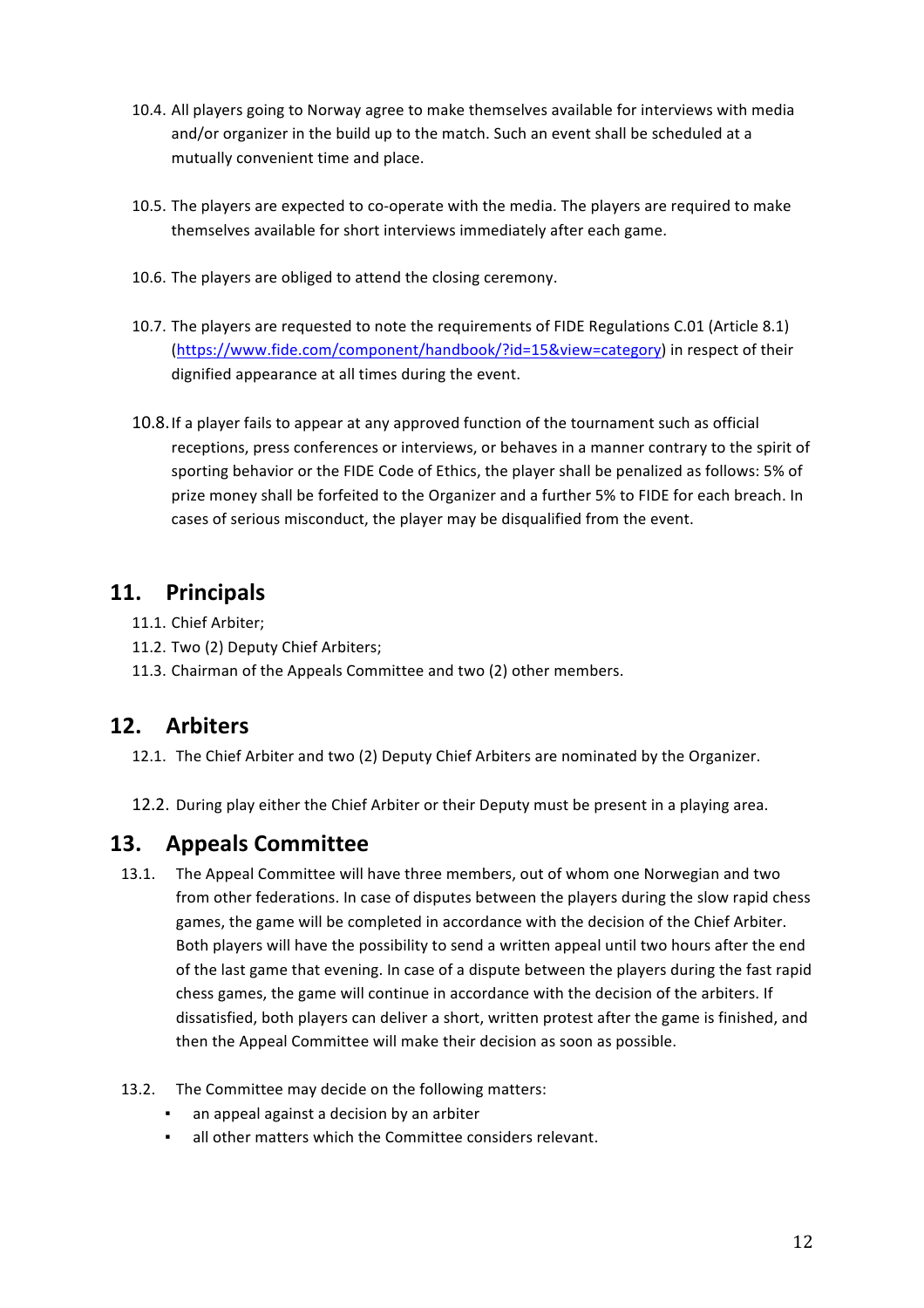10.4. All players going to Norway agree to make themselves available for interviews with media and/or organizer in the build up to the match. Such an event shall be scheduled at a mutually convenient time and place.

10.5. The players are expected to co-operate with the media. The players are required to make themselves available for short interviews immediately after each game.

10.6. The players are obliged to attend the closing ceremony.

10.7. The players are requested to note the requirements of FIDE Regulations C.01 (Article 8.1) (https://www.fide.com/component/handbook/?id=15&view=category) in respect of their dignified appearance at all times during the event.

10.8. If a player fails to appear at any approved function of the tournament such as official receptions, press conferences or interviews, or behaves in a manner contrary to the spirit of sporting behavior or the FIDE Code of Ethics, the player shall be penalized as follows: 5% of prize money shall be forfeited to the Organizer and a further 5% to FIDE for each breach. In cases of serious misconduct, the player may be disqualified from the event.

## 11. Principals

11.1. Chief Arbiter;
11.2. Two (2) Deputy Chief Arbiters;
11.3. Chairman of the Appeals Committee and two (2) other members.

## 12. Arbiters

12.1. The Chief Arbiter and two (2) Deputy Chief Arbiters are nominated by the Organizer.

12.2. During play either the Chief Arbiter or their Deputy must be present in a playing area.

## 13. Appeals Committee

13.1. The Appeal Committee will have three members, out of whom one Norwegian and two from other federations. In case of disputes between the players during the slow rapid chess games, the game will be completed in accordance with the decision of the Chief Arbiter. Both players will have the possibility to send a written appeal until two hours after the end of the last game that evening. In case of a dispute between the players during the fast rapid chess games, the game will continue in accordance with the decision of the arbiters. If dissatisfied, both players can deliver a short, written protest after the game is finished, and then the Appeal Committee will make their decision as soon as possible.

13.2. The Committee may decide on the following matters:

- an appeal against a decision by an arbiter
- all other matters which the Committee considers relevant.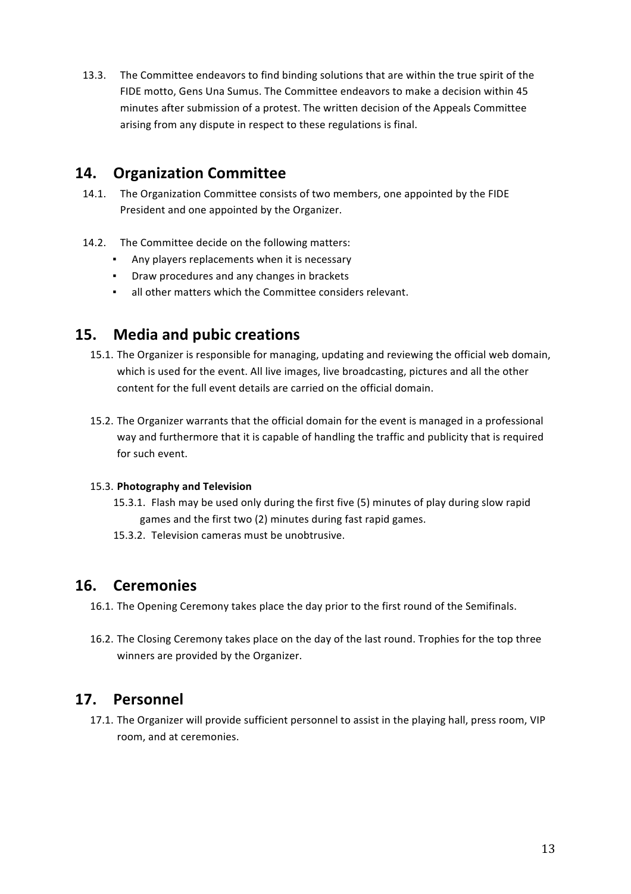13.3. The Committee endeavors to find binding solutions that are within the true spirit of the FIDE motto, Gens Una Sumus. The Committee endeavors to make a decision within 45 minutes after submission of a protest. The written decision of the Appeals Committee arising from any dispute in respect to these regulations is final.

## 14. Organization Committee

14.1. The Organization Committee consists of two members, one appointed by the FIDE President and one appointed by the Organizer.

14.2. The Committee decide on the following matters:

- Any players replacements when it is necessary
- Draw procedures and any changes in brackets
- all other matters which the Committee considers relevant.

## 15. Media and pubic creations

15.1. The Organizer is responsible for managing, updating and reviewing the official web domain, which is used for the event. All live images, live broadcasting, pictures and all the other content for the full event details are carried on the official domain.

15.2. The Organizer warrants that the official domain for the event is managed in a professional way and furthermore that it is capable of handling the traffic and publicity that is required for such event.

15.3. **Photography and Television**

15.3.1. Flash may be used only during the first five (5) minutes of play during slow rapid games and the first two (2) minutes during fast rapid games.

15.3.2. Television cameras must be unobtrusive.

## 16. Ceremonies

16.1. The Opening Ceremony takes place the day prior to the first round of the Semifinals.

16.2. The Closing Ceremony takes place on the day of the last round. Trophies for the top three winners are provided by the Organizer.

## 17. Personnel

17.1. The Organizer will provide sufficient personnel to assist in the playing hall, press room, VIP room, and at ceremonies.